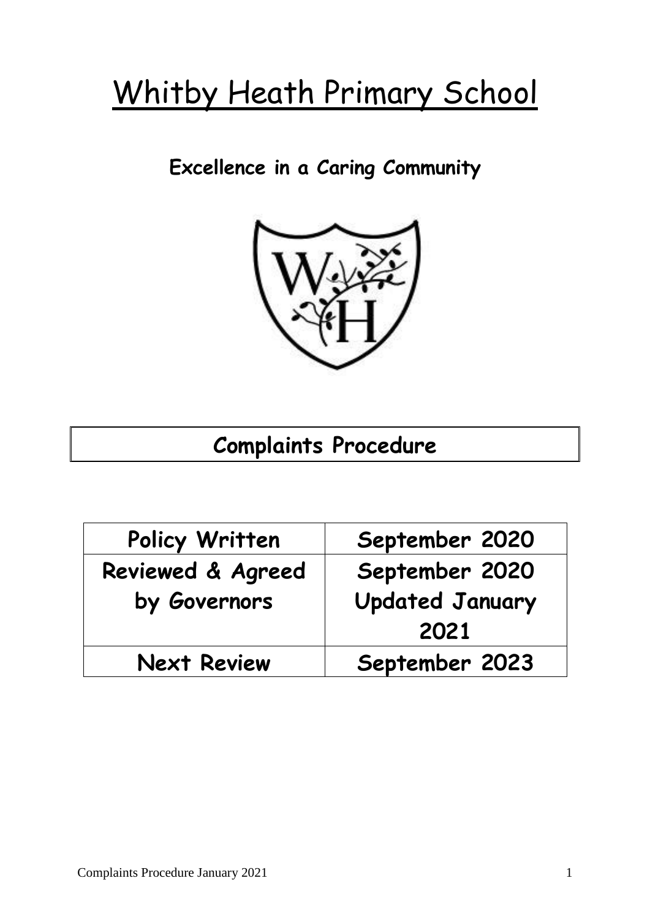# Whitby Heath Primary School

**Excellence in a Caring Community**

## Complaints Procedure

| Policy Written | September 2020 |
|---|---|
| Reviewed & Agreed by Governors | September 2020 Updated January 2021 |
| Next Review | September 2023 |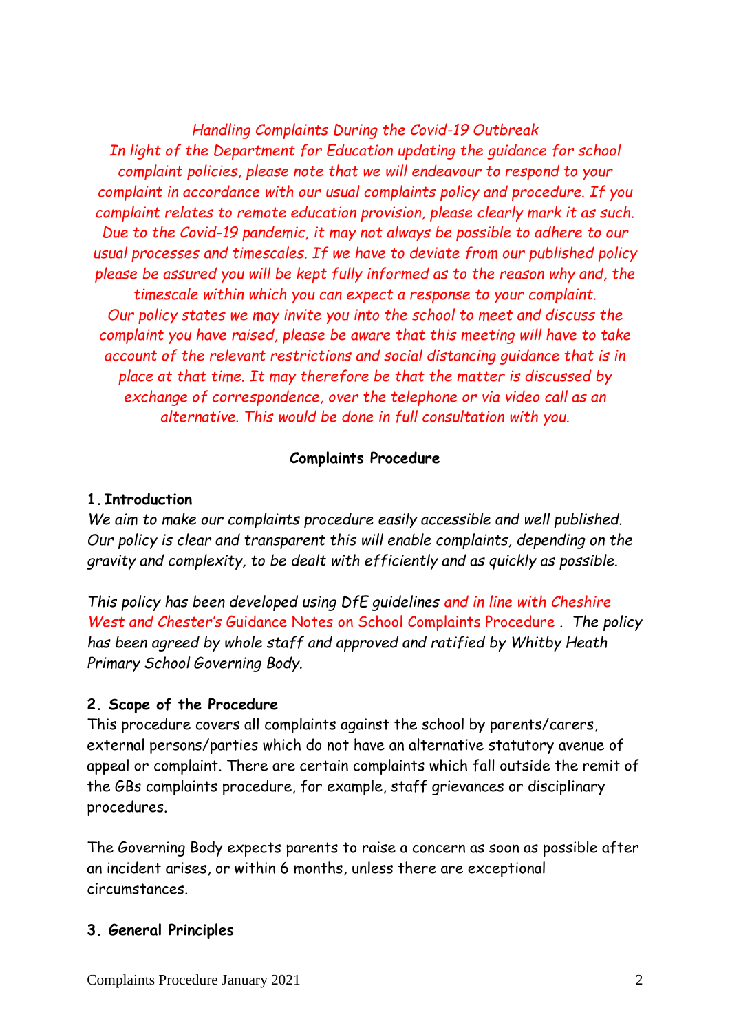*<u>Handling Complaints During the Covid-19 Outbreak</u>*

*In light of the Department for Education updating the guidance for school complaint policies, please note that we will endeavour to respond to your complaint in accordance with our usual complaints policy and procedure. If you complaint relates to remote education provision, please clearly mark it as such. Due to the Covid-19 pandemic, it may not always be possible to adhere to our usual processes and timescales. If we have to deviate from our published policy please be assured you will be kept fully informed as to the reason why and, the timescale within which you can expect a response to your complaint.*

*Our policy states we may invite you into the school to meet and discuss the complaint you have raised, please be aware that this meeting will have to take account of the relevant restrictions and social distancing guidance that is in place at that time. It may therefore be that the matter is discussed by exchange of correspondence, over the telephone or via video call as an alternative. This would be done in full consultation with you.*

**Complaints Procedure**

**1. Introduction**

*We aim to make our complaints procedure easily accessible and well published. Our policy is clear and transparent this will enable complaints, depending on the gravity and complexity, to be dealt with efficiently and as quickly as possible.*

*This policy has been developed using DfE guidelines and in line with Cheshire West and Chester's* Guidance Notes on School Complaints Procedure . *The policy has been agreed by whole staff and approved and ratified by Whitby Heath Primary School Governing Body.*

**2. Scope of the Procedure**

This procedure covers all complaints against the school by parents/carers, external persons/parties which do not have an alternative statutory avenue of appeal or complaint. There are certain complaints which fall outside the remit of the GBs complaints procedure, for example, staff grievances or disciplinary procedures.

The Governing Body expects parents to raise a concern as soon as possible after an incident arises, or within 6 months, unless there are exceptional circumstances.

**3. General Principles**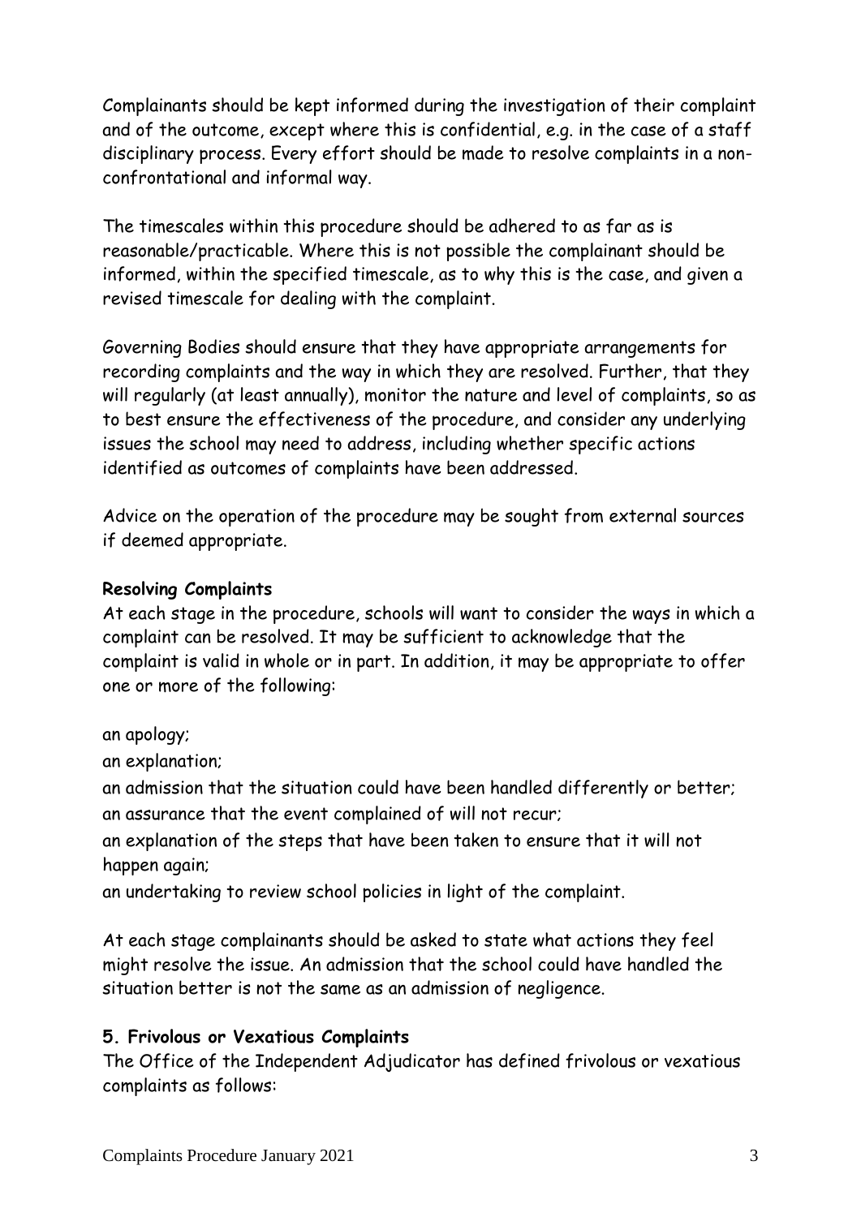Complainants should be kept informed during the investigation of their complaint and of the outcome, except where this is confidential, e.g. in the case of a staff disciplinary process. Every effort should be made to resolve complaints in a non-confrontational and informal way.

The timescales within this procedure should be adhered to as far as is reasonable/practicable. Where this is not possible the complainant should be informed, within the specified timescale, as to why this is the case, and given a revised timescale for dealing with the complaint.

Governing Bodies should ensure that they have appropriate arrangements for recording complaints and the way in which they are resolved. Further, that they will regularly (at least annually), monitor the nature and level of complaints, so as to best ensure the effectiveness of the procedure, and consider any underlying issues the school may need to address, including whether specific actions identified as outcomes of complaints have been addressed.

Advice on the operation of the procedure may be sought from external sources if deemed appropriate.

**Resolving Complaints**

At each stage in the procedure, schools will want to consider the ways in which a complaint can be resolved. It may be sufficient to acknowledge that the complaint is valid in whole or in part. In addition, it may be appropriate to offer one or more of the following:

an apology;
an explanation;
an admission that the situation could have been handled differently or better;
an assurance that the event complained of will not recur;
an explanation of the steps that have been taken to ensure that it will not happen again;
an undertaking to review school policies in light of the complaint.

At each stage complainants should be asked to state what actions they feel might resolve the issue. An admission that the school could have handled the situation better is not the same as an admission of negligence.

## 5. Frivolous or Vexatious Complaints

The Office of the Independent Adjudicator has defined frivolous or vexatious complaints as follows: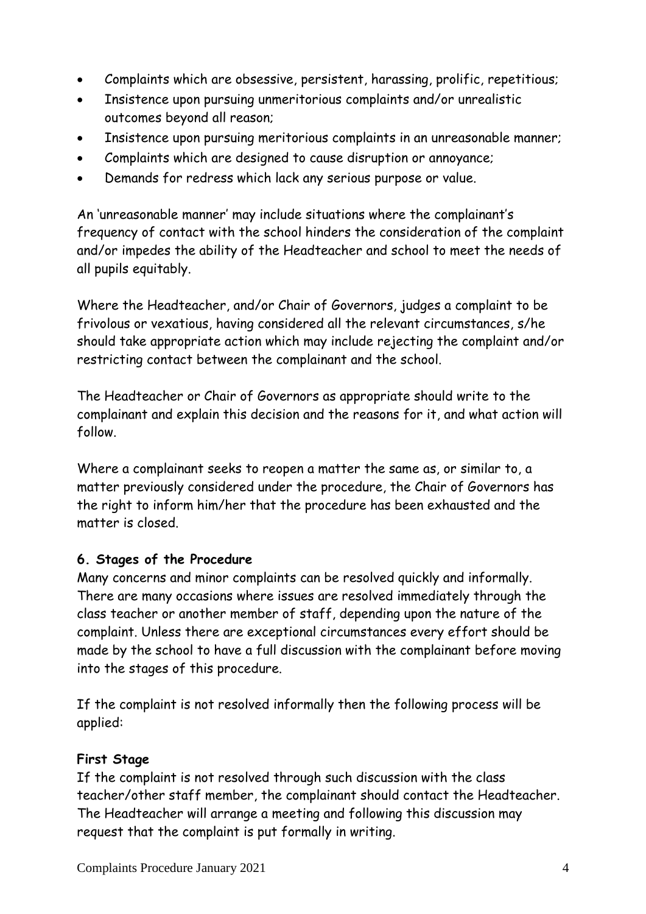- Complaints which are obsessive, persistent, harassing, prolific, repetitious;
- Insistence upon pursuing unmeritorious complaints and/or unrealistic outcomes beyond all reason;
- Insistence upon pursuing meritorious complaints in an unreasonable manner;
- Complaints which are designed to cause disruption or annoyance;
- Demands for redress which lack any serious purpose or value.

An 'unreasonable manner' may include situations where the complainant's frequency of contact with the school hinders the consideration of the complaint and/or impedes the ability of the Headteacher and school to meet the needs of all pupils equitably.

Where the Headteacher, and/or Chair of Governors, judges a complaint to be frivolous or vexatious, having considered all the relevant circumstances, s/he should take appropriate action which may include rejecting the complaint and/or restricting contact between the complainant and the school.

The Headteacher or Chair of Governors as appropriate should write to the complainant and explain this decision and the reasons for it, and what action will follow.

Where a complainant seeks to reopen a matter the same as, or similar to, a matter previously considered under the procedure, the Chair of Governors has the right to inform him/her that the procedure has been exhausted and the matter is closed.

**6. Stages of the Procedure**

Many concerns and minor complaints can be resolved quickly and informally. There are many occasions where issues are resolved immediately through the class teacher or another member of staff, depending upon the nature of the complaint. Unless there are exceptional circumstances every effort should be made by the school to have a full discussion with the complainant before moving into the stages of this procedure.

If the complaint is not resolved informally then the following process will be applied:

**First Stage**

If the complaint is not resolved through such discussion with the class teacher/other staff member, the complainant should contact the Headteacher. The Headteacher will arrange a meeting and following this discussion may request that the complaint is put formally in writing.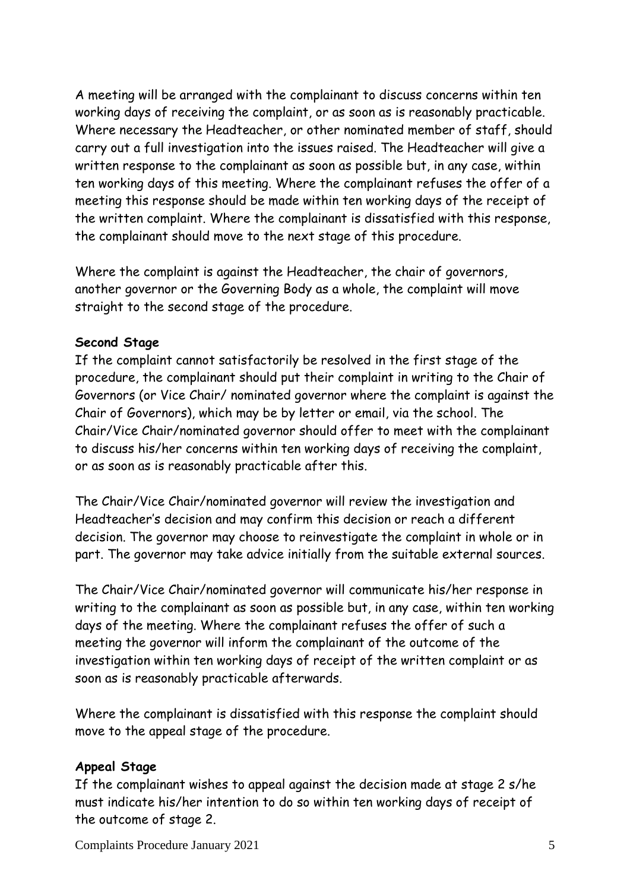A meeting will be arranged with the complainant to discuss concerns within ten working days of receiving the complaint, or as soon as is reasonably practicable. Where necessary the Headteacher, or other nominated member of staff, should carry out a full investigation into the issues raised. The Headteacher will give a written response to the complainant as soon as possible but, in any case, within ten working days of this meeting. Where the complainant refuses the offer of a meeting this response should be made within ten working days of the receipt of the written complaint. Where the complainant is dissatisfied with this response, the complainant should move to the next stage of this procedure.

Where the complaint is against the Headteacher, the chair of governors, another governor or the Governing Body as a whole, the complaint will move straight to the second stage of the procedure.

**Second Stage**

If the complaint cannot satisfactorily be resolved in the first stage of the procedure, the complainant should put their complaint in writing to the Chair of Governors (or Vice Chair/ nominated governor where the complaint is against the Chair of Governors), which may be by letter or email, via the school. The Chair/Vice Chair/nominated governor should offer to meet with the complainant to discuss his/her concerns within ten working days of receiving the complaint, or as soon as is reasonably practicable after this.

The Chair/Vice Chair/nominated governor will review the investigation and Headteacher's decision and may confirm this decision or reach a different decision. The governor may choose to reinvestigate the complaint in whole or in part. The governor may take advice initially from the suitable external sources.

The Chair/Vice Chair/nominated governor will communicate his/her response in writing to the complainant as soon as possible but, in any case, within ten working days of the meeting. Where the complainant refuses the offer of such a meeting the governor will inform the complainant of the outcome of the investigation within ten working days of receipt of the written complaint or as soon as is reasonably practicable afterwards.

Where the complainant is dissatisfied with this response the complaint should move to the appeal stage of the procedure.

**Appeal Stage**

If the complainant wishes to appeal against the decision made at stage 2 s/he must indicate his/her intention to do so within ten working days of receipt of the outcome of stage 2.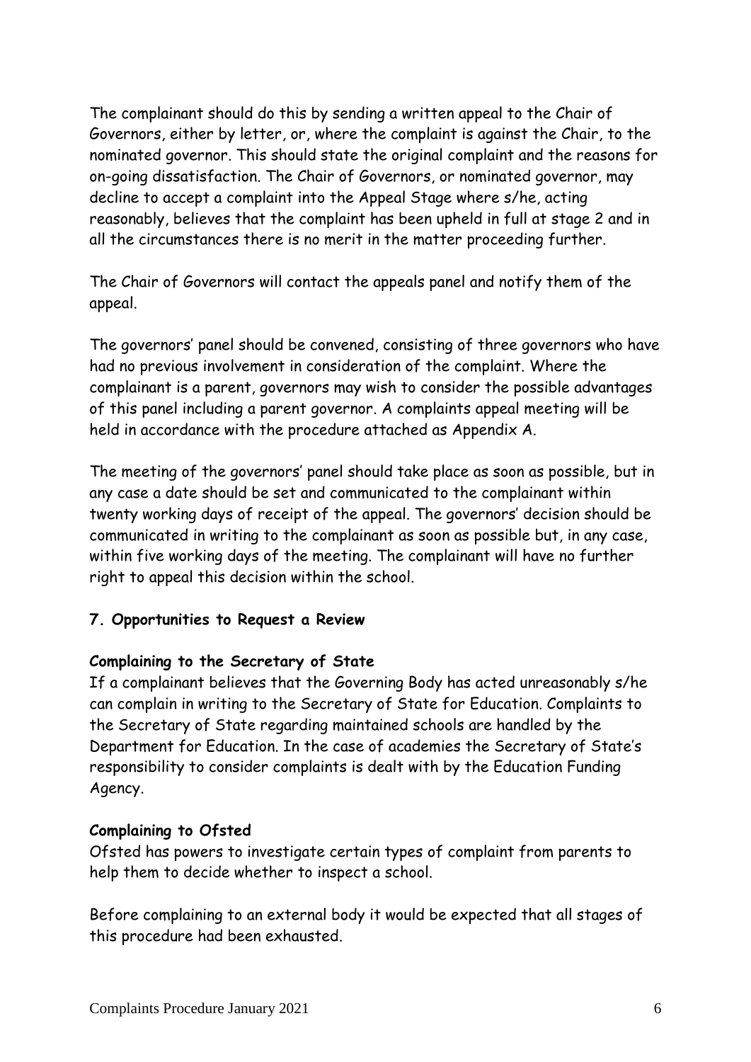The complainant should do this by sending a written appeal to the Chair of Governors, either by letter, or, where the complaint is against the Chair, to the nominated governor. This should state the original complaint and the reasons for on-going dissatisfaction. The Chair of Governors, or nominated governor, may decline to accept a complaint into the Appeal Stage where s/he, acting reasonably, believes that the complaint has been upheld in full at stage 2 and in all the circumstances there is no merit in the matter proceeding further.

The Chair of Governors will contact the appeals panel and notify them of the appeal.

The governors' panel should be convened, consisting of three governors who have had no previous involvement in consideration of the complaint. Where the complainant is a parent, governors may wish to consider the possible advantages of this panel including a parent governor. A complaints appeal meeting will be held in accordance with the procedure attached as Appendix A.

The meeting of the governors' panel should take place as soon as possible, but in any case a date should be set and communicated to the complainant within twenty working days of receipt of the appeal. The governors' decision should be communicated in writing to the complainant as soon as possible but, in any case, within five working days of the meeting. The complainant will have no further right to appeal this decision within the school.

### 7. Opportunities to Request a Review

**Complaining to the Secretary of State**

If a complainant believes that the Governing Body has acted unreasonably s/he can complain in writing to the Secretary of State for Education. Complaints to the Secretary of State regarding maintained schools are handled by the Department for Education. In the case of academies the Secretary of State's responsibility to consider complaints is dealt with by the Education Funding Agency.

**Complaining to Ofsted**

Ofsted has powers to investigate certain types of complaint from parents to help them to decide whether to inspect a school.

Before complaining to an external body it would be expected that all stages of this procedure had been exhausted.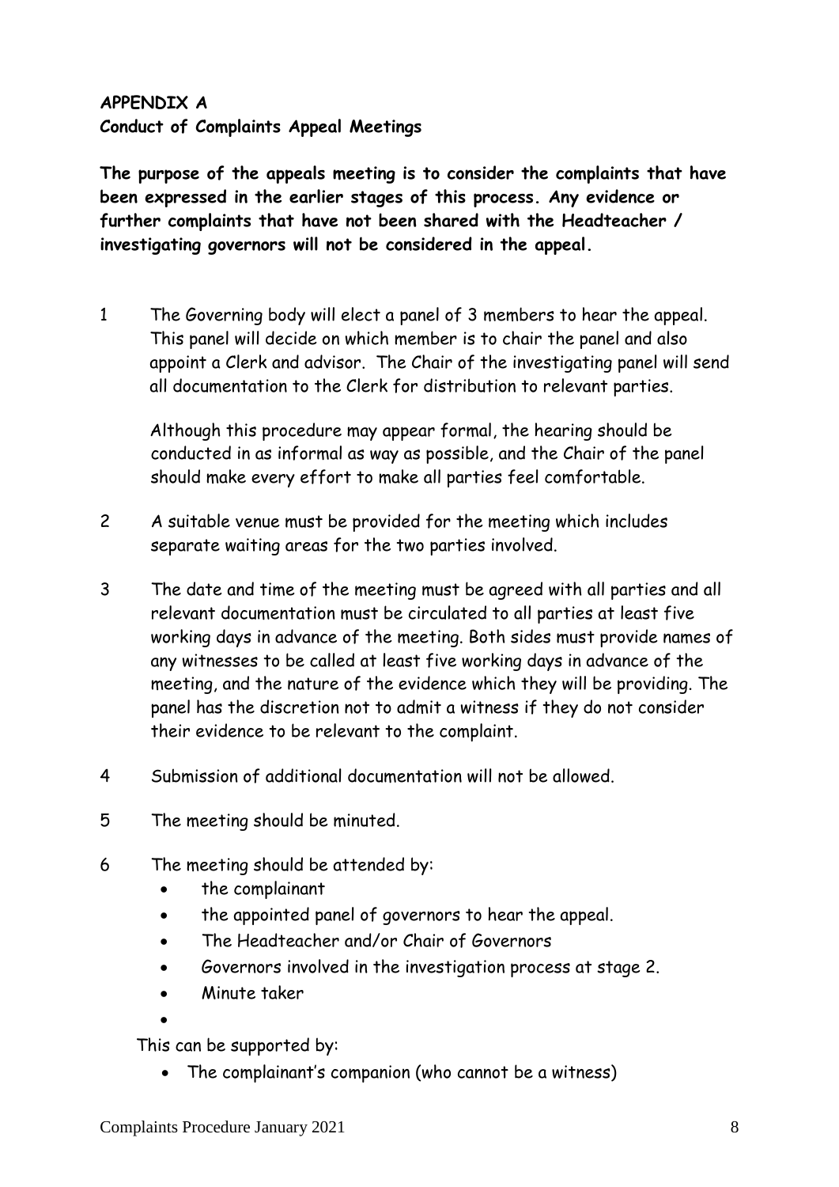**APPENDIX A**
**Conduct of Complaints Appeal Meetings**

**The purpose of the appeals meeting is to consider the complaints that have been expressed in the earlier stages of this process. Any evidence or further complaints that have not been shared with the Headteacher / investigating governors will not be considered in the appeal.**

1. The Governing body will elect a panel of 3 members to hear the appeal. This panel will decide on which member is to chair the panel and also appoint a Clerk and advisor. The Chair of the investigating panel will send all documentation to the Clerk for distribution to relevant parties.

   Although this procedure may appear formal, the hearing should be conducted in as informal as way as possible, and the Chair of the panel should make every effort to make all parties feel comfortable.

2. A suitable venue must be provided for the meeting which includes separate waiting areas for the two parties involved.

3. The date and time of the meeting must be agreed with all parties and all relevant documentation must be circulated to all parties at least five working days in advance of the meeting. Both sides must provide names of any witnesses to be called at least five working days in advance of the meeting, and the nature of the evidence which they will be providing. The panel has the discretion not to admit a witness if they do not consider their evidence to be relevant to the complaint.

4. Submission of additional documentation will not be allowed.

5. The meeting should be minuted.

6. The meeting should be attended by:
   - the complainant
   - the appointed panel of governors to hear the appeal.
   - The Headteacher and/or Chair of Governors
   - Governors involved in the investigation process at stage 2.
   - Minute taker

   This can be supported by:
   - The complainant's companion (who cannot be a witness)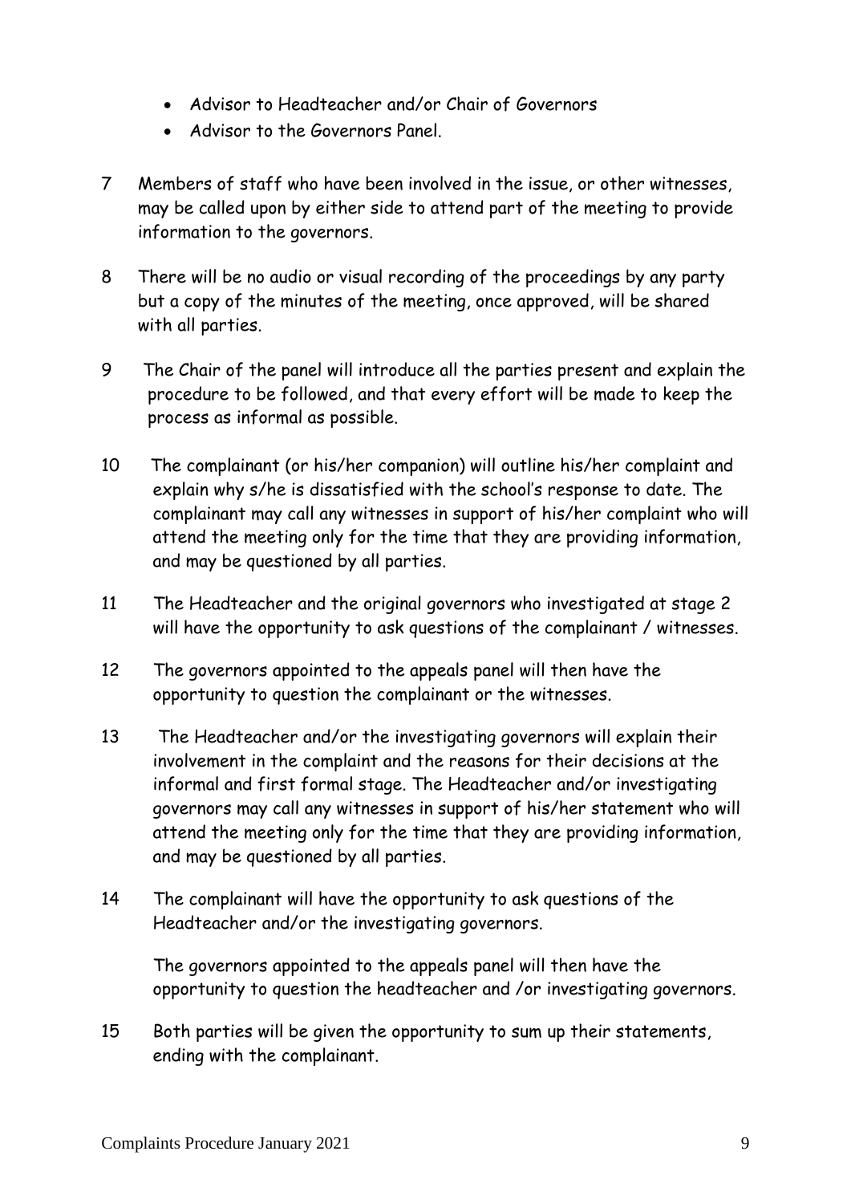- Advisor to Headteacher and/or Chair of Governors
- Advisor to the Governors Panel.

7 Members of staff who have been involved in the issue, or other witnesses, may be called upon by either side to attend part of the meeting to provide information to the governors.

8 There will be no audio or visual recording of the proceedings by any party but a copy of the minutes of the meeting, once approved, will be shared with all parties.

9 The Chair of the panel will introduce all the parties present and explain the procedure to be followed, and that every effort will be made to keep the process as informal as possible.

10 The complainant (or his/her companion) will outline his/her complaint and explain why s/he is dissatisfied with the school's response to date. The complainant may call any witnesses in support of his/her complaint who will attend the meeting only for the time that they are providing information, and may be questioned by all parties.

11 The Headteacher and the original governors who investigated at stage 2 will have the opportunity to ask questions of the complainant / witnesses.

12 The governors appointed to the appeals panel will then have the opportunity to question the complainant or the witnesses.

13 The Headteacher and/or the investigating governors will explain their involvement in the complaint and the reasons for their decisions at the informal and first formal stage. The Headteacher and/or investigating governors may call any witnesses in support of his/her statement who will attend the meeting only for the time that they are providing information, and may be questioned by all parties.

14 The complainant will have the opportunity to ask questions of the Headteacher and/or the investigating governors.

The governors appointed to the appeals panel will then have the opportunity to question the headteacher and /or investigating governors.

15 Both parties will be given the opportunity to sum up their statements, ending with the complainant.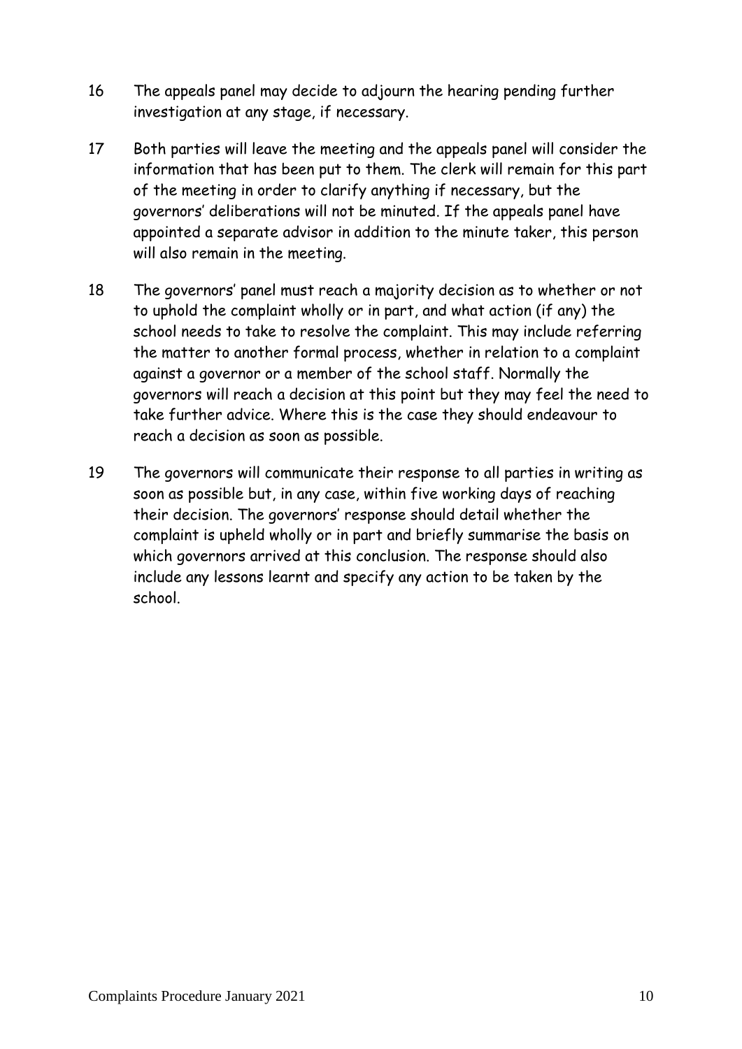16 The appeals panel may decide to adjourn the hearing pending further investigation at any stage, if necessary.

17 Both parties will leave the meeting and the appeals panel will consider the information that has been put to them. The clerk will remain for this part of the meeting in order to clarify anything if necessary, but the governors' deliberations will not be minuted. If the appeals panel have appointed a separate advisor in addition to the minute taker, this person will also remain in the meeting.

18 The governors' panel must reach a majority decision as to whether or not to uphold the complaint wholly or in part, and what action (if any) the school needs to take to resolve the complaint. This may include referring the matter to another formal process, whether in relation to a complaint against a governor or a member of the school staff. Normally the governors will reach a decision at this point but they may feel the need to take further advice. Where this is the case they should endeavour to reach a decision as soon as possible.

19 The governors will communicate their response to all parties in writing as soon as possible but, in any case, within five working days of reaching their decision. The governors' response should detail whether the complaint is upheld wholly or in part and briefly summarise the basis on which governors arrived at this conclusion. The response should also include any lessons learnt and specify any action to be taken by the school.